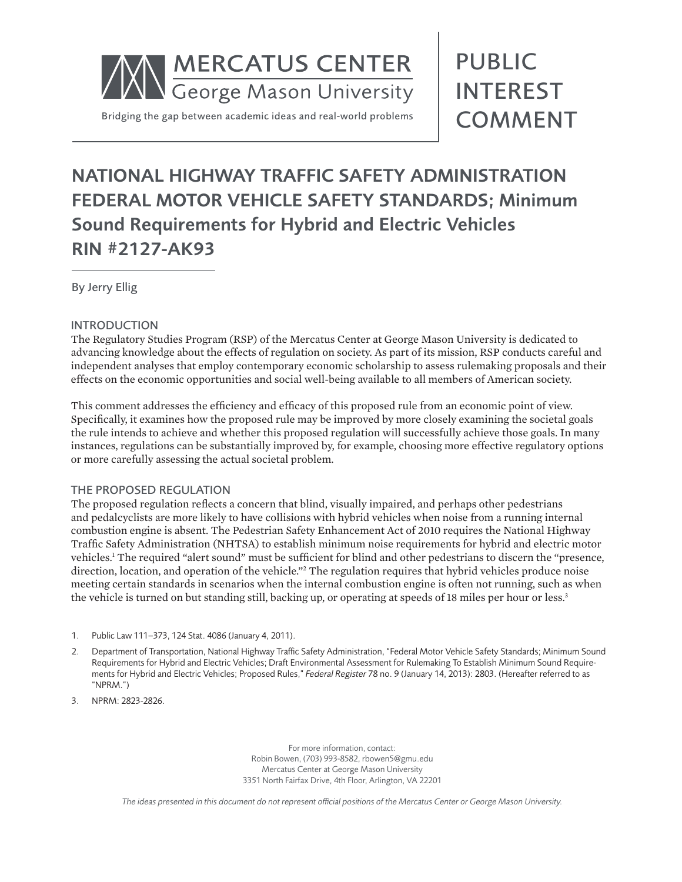MERCATUS CENTER
George Mason University

Bridging the gap between academic ideas and real-world problems

PUBLIC INTEREST COMMENT

# NATIONAL HIGHWAY TRAFFIC SAFETY ADMINISTRATION FEDERAL MOTOR VEHICLE SAFETY STANDARDS; Minimum Sound Requirements for Hybrid and Electric Vehicles RIN #2127-AK93

By Jerry Ellig

## INTRODUCTION

The Regulatory Studies Program (RSP) of the Mercatus Center at George Mason University is dedicated to advancing knowledge about the effects of regulation on society. As part of its mission, RSP conducts careful and independent analyses that employ contemporary economic scholarship to assess rulemaking proposals and their effects on the economic opportunities and social well-being available to all members of American society.

This comment addresses the efficiency and efficacy of this proposed rule from an economic point of view. Specifically, it examines how the proposed rule may be improved by more closely examining the societal goals the rule intends to achieve and whether this proposed regulation will successfully achieve those goals. In many instances, regulations can be substantially improved by, for example, choosing more effective regulatory options or more carefully assessing the actual societal problem.

## THE PROPOSED REGULATION

The proposed regulation reflects a concern that blind, visually impaired, and perhaps other pedestrians and pedalcyclists are more likely to have collisions with hybrid vehicles when noise from a running internal combustion engine is absent. The Pedestrian Safety Enhancement Act of 2010 requires the National Highway Traffic Safety Administration (NHTSA) to establish minimum noise requirements for hybrid and electric motor vehicles.[1] The required "alert sound" must be sufficient for blind and other pedestrians to discern the "presence, direction, location, and operation of the vehicle."[2] The regulation requires that hybrid vehicles produce noise meeting certain standards in scenarios when the internal combustion engine is often not running, such as when the vehicle is turned on but standing still, backing up, or operating at speeds of 18 miles per hour or less.[3]

1. Public Law 111–373, 124 Stat. 4086 (January 4, 2011).
2. Department of Transportation, National Highway Traffic Safety Administration, "Federal Motor Vehicle Safety Standards; Minimum Sound Requirements for Hybrid and Electric Vehicles; Draft Environmental Assessment for Rulemaking To Establish Minimum Sound Requirements for Hybrid and Electric Vehicles; Proposed Rules," *Federal Register* 78 no. 9 (January 14, 2013): 2803. (Hereafter referred to as "NPRM.")
3. NPRM: 2823-2826.

For more information, contact:
Robin Bowen, (703) 993-8582, rbowen5@gmu.edu
Mercatus Center at George Mason University
3351 North Fairfax Drive, 4th Floor, Arlington, VA 22201

*The ideas presented in this document do not represent official positions of the Mercatus Center or George Mason University.*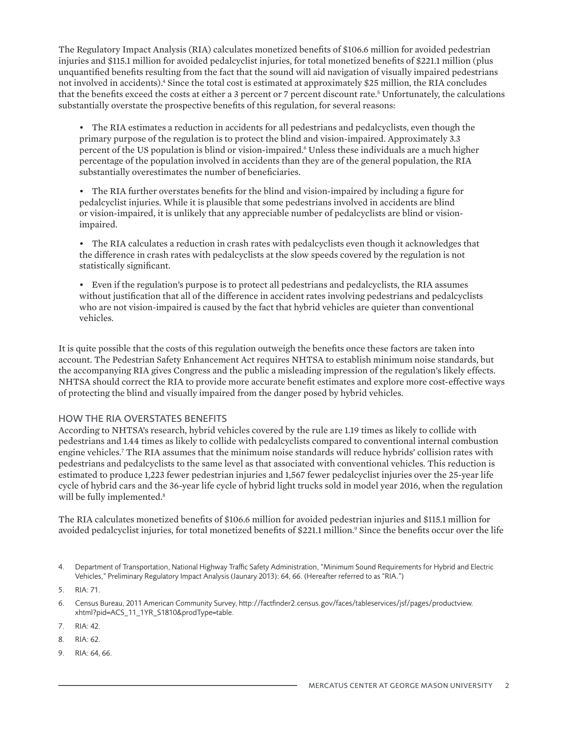The Regulatory Impact Analysis (RIA) calculates monetized benefits of $106.6 million for avoided pedestrian injuries and $115.1 million for avoided pedalcyclist injuries, for total monetized benefits of $221.1 million (plus unquantified benefits resulting from the fact that the sound will aid navigation of visually impaired pedestrians not involved in accidents).[4] Since the total cost is estimated at approximately $25 million, the RIA concludes that the benefits exceed the costs at either a 3 percent or 7 percent discount rate.[5] Unfortunately, the calculations substantially overstate the prospective benefits of this regulation, for several reasons:

- The RIA estimates a reduction in accidents for all pedestrians and pedalcyclists, even though the primary purpose of the regulation is to protect the blind and vision-impaired. Approximately 3.3 percent of the US population is blind or vision-impaired.[6] Unless these individuals are a much higher percentage of the population involved in accidents than they are of the general population, the RIA substantially overestimates the number of beneficiaries.

- The RIA further overstates benefits for the blind and vision-impaired by including a figure for pedalcyclist injuries. While it is plausible that some pedestrians involved in accidents are blind or vision-impaired, it is unlikely that any appreciable number of pedalcyclists are blind or vision-impaired.

- The RIA calculates a reduction in crash rates with pedalcyclists even though it acknowledges that the difference in crash rates with pedalcyclists at the slow speeds covered by the regulation is not statistically significant.

- Even if the regulation's purpose is to protect all pedestrians and pedalcyclists, the RIA assumes without justification that all of the difference in accident rates involving pedestrians and pedalcyclists who are not vision-impaired is caused by the fact that hybrid vehicles are quieter than conventional vehicles.

It is quite possible that the costs of this regulation outweigh the benefits once these factors are taken into account. The Pedestrian Safety Enhancement Act requires NHTSA to establish minimum noise standards, but the accompanying RIA gives Congress and the public a misleading impression of the regulation's likely effects. NHTSA should correct the RIA to provide more accurate benefit estimates and explore more cost-effective ways of protecting the blind and visually impaired from the danger posed by hybrid vehicles.

## HOW THE RIA OVERSTATES BENEFITS

According to NHTSA's research, hybrid vehicles covered by the rule are 1.19 times as likely to collide with pedestrians and 1.44 times as likely to collide with pedalcyclists compared to conventional internal combustion engine vehicles.[7] The RIA assumes that the minimum noise standards will reduce hybrids' collision rates with pedestrians and pedalcyclists to the same level as that associated with conventional vehicles. This reduction is estimated to produce 1,223 fewer pedestrian injuries and 1,567 fewer pedalcyclist injuries over the 25-year life cycle of hybrid cars and the 36-year life cycle of hybrid light trucks sold in model year 2016, when the regulation will be fully implemented.[8]

The RIA calculates monetized benefits of $106.6 million for avoided pedestrian injuries and $115.1 million for avoided pedalcyclist injuries, for total monetized benefits of $221.1 million.[9] Since the benefits occur over the life

4. Department of Transportation, National Highway Traffic Safety Administration, "Minimum Sound Requirements for Hybrid and Electric Vehicles," Preliminary Regulatory Impact Analysis (Jaunary 2013): 64, 66. (Hereafter referred to as "RIA.")
5. RIA: 71.
6. Census Bureau, 2011 American Community Survey, http://factfinder2.census.gov/faces/tableservices/jsf/pages/productview.xhtml?pid=ACS_11_1YR_S1810&prodType=table.
7. RIA: 42.
8. RIA: 62.
9. RIA: 64, 66.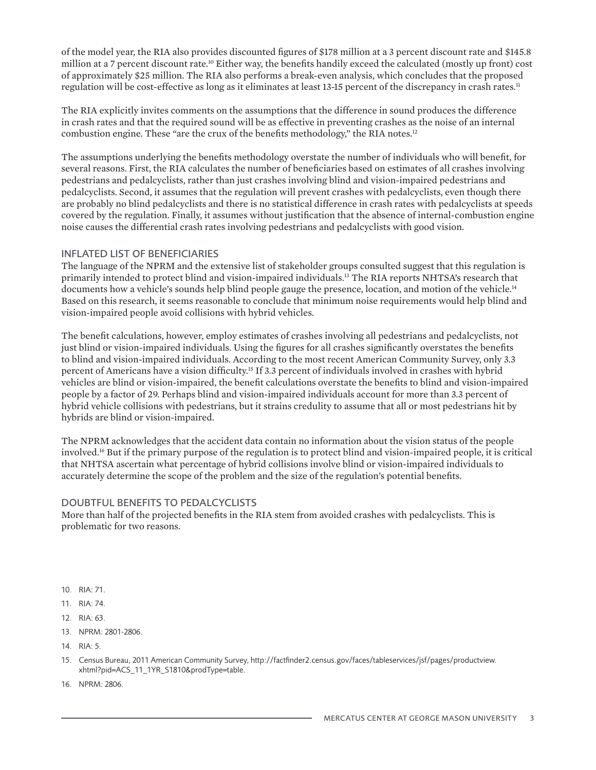of the model year, the RIA also provides discounted figures of $178 million at a 3 percent discount rate and $145.8 million at a 7 percent discount rate.[10] Either way, the benefits handily exceed the calculated (mostly up front) cost of approximately $25 million. The RIA also performs a break-even analysis, which concludes that the proposed regulation will be cost-effective as long as it eliminates at least 13-15 percent of the discrepancy in crash rates.[11]

The RIA explicitly invites comments on the assumptions that the difference in sound produces the difference in crash rates and that the required sound will be as effective in preventing crashes as the noise of an internal combustion engine. These "are the crux of the benefits methodology," the RIA notes.[12]

The assumptions underlying the benefits methodology overstate the number of individuals who will benefit, for several reasons. First, the RIA calculates the number of beneficiaries based on estimates of all crashes involving pedestrians and pedalcyclists, rather than just crashes involving blind and vision-impaired pedestrians and pedalcyclists. Second, it assumes that the regulation will prevent crashes with pedalcyclists, even though there are probably no blind pedalcyclists and there is no statistical difference in crash rates with pedalcyclists at speeds covered by the regulation. Finally, it assumes without justification that the absence of internal-combustion engine noise causes the differential crash rates involving pedestrians and pedalcyclists with good vision.

## INFLATED LIST OF BENEFICIARIES

The language of the NPRM and the extensive list of stakeholder groups consulted suggest that this regulation is primarily intended to protect blind and vision-impaired individuals.[13] The RIA reports NHTSA's research that documents how a vehicle's sounds help blind people gauge the presence, location, and motion of the vehicle.[14] Based on this research, it seems reasonable to conclude that minimum noise requirements would help blind and vision-impaired people avoid collisions with hybrid vehicles.

The benefit calculations, however, employ estimates of crashes involving all pedestrians and pedalcyclists, not just blind or vision-impaired individuals. Using the figures for all crashes significantly overstates the benefits to blind and vision-impaired individuals. According to the most recent American Community Survey, only 3.3 percent of Americans have a vision difficulty.[15] If 3.3 percent of individuals involved in crashes with hybrid vehicles are blind or vision-impaired, the benefit calculations overstate the benefits to blind and vision-impaired people by a factor of 29. Perhaps blind and vision-impaired individuals account for more than 3.3 percent of hybrid vehicle collisions with pedestrians, but it strains credulity to assume that all or most pedestrians hit by hybrids are blind or vision-impaired.

The NPRM acknowledges that the accident data contain no information about the vision status of the people involved.[16] But if the primary purpose of the regulation is to protect blind and vision-impaired people, it is critical that NHTSA ascertain what percentage of hybrid collisions involve blind or vision-impaired individuals to accurately determine the scope of the problem and the size of the regulation's potential benefits.

## DOUBTFUL BENEFITS TO PEDALCYCLISTS

More than half of the projected benefits in the RIA stem from avoided crashes with pedalcyclists. This is problematic for two reasons.

10. RIA: 71.
11. RIA: 74.
12. RIA: 63.
13. NPRM: 2801-2806.
14. RIA: 5.
15. Census Bureau, 2011 American Community Survey, http://factfinder2.census.gov/faces/tableservices/jsf/pages/productview.xhtml?pid=ACS_11_1YR_S1810&prodType=table.
16. NPRM: 2806.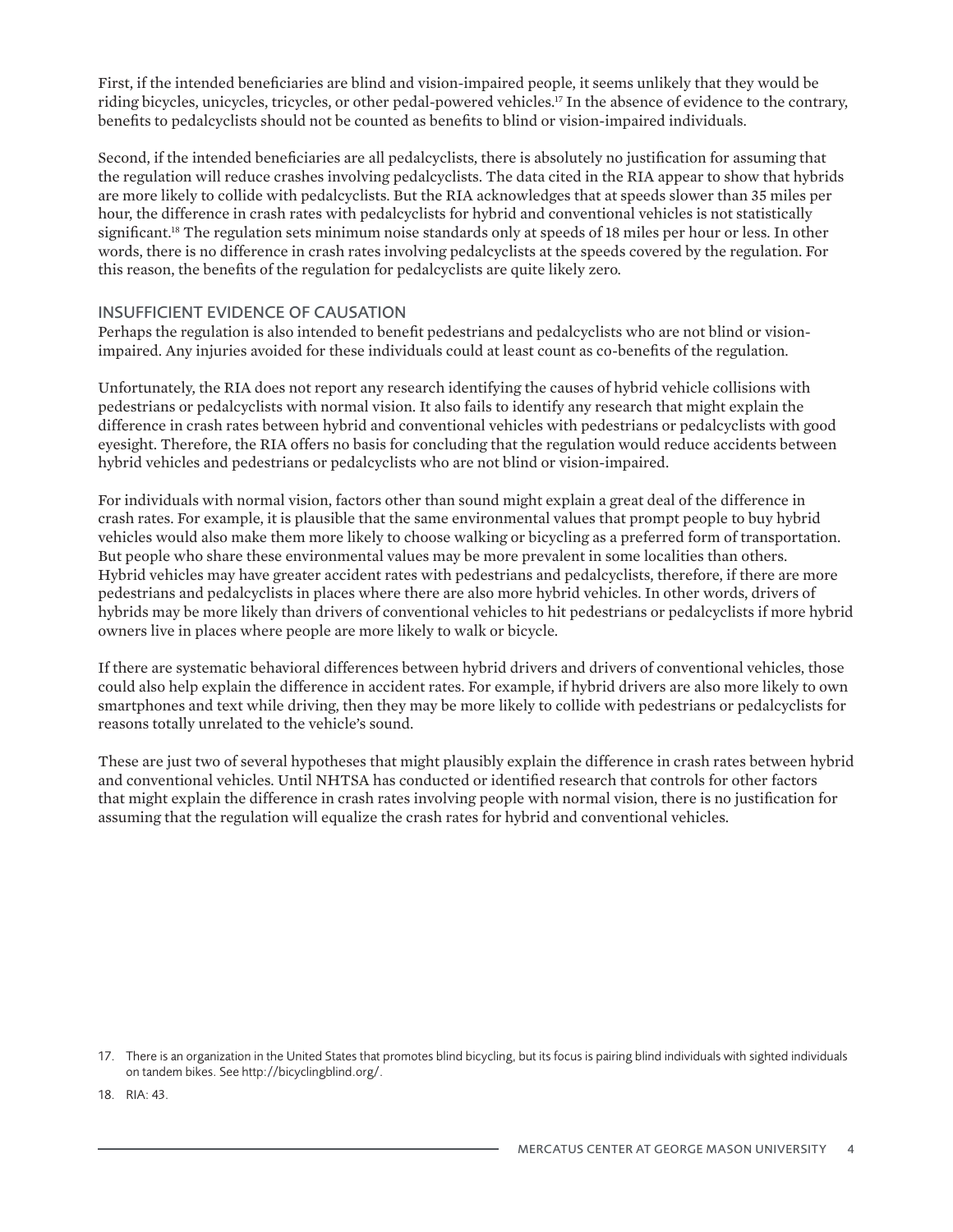First, if the intended beneficiaries are blind and vision-impaired people, it seems unlikely that they would be riding bicycles, unicycles, tricycles, or other pedal-powered vehicles.[17] In the absence of evidence to the contrary, benefits to pedalcyclists should not be counted as benefits to blind or vision-impaired individuals.

Second, if the intended beneficiaries are all pedalcyclists, there is absolutely no justification for assuming that the regulation will reduce crashes involving pedalcyclists. The data cited in the RIA appear to show that hybrids are more likely to collide with pedalcyclists. But the RIA acknowledges that at speeds slower than 35 miles per hour, the difference in crash rates with pedalcyclists for hybrid and conventional vehicles is not statistically significant.[18] The regulation sets minimum noise standards only at speeds of 18 miles per hour or less. In other words, there is no difference in crash rates involving pedalcyclists at the speeds covered by the regulation. For this reason, the benefits of the regulation for pedalcyclists are quite likely zero.

## INSUFFICIENT EVIDENCE OF CAUSATION

Perhaps the regulation is also intended to benefit pedestrians and pedalcyclists who are not blind or vision-impaired. Any injuries avoided for these individuals could at least count as co-benefits of the regulation.

Unfortunately, the RIA does not report any research identifying the causes of hybrid vehicle collisions with pedestrians or pedalcyclists with normal vision. It also fails to identify any research that might explain the difference in crash rates between hybrid and conventional vehicles with pedestrians or pedalcyclists with good eyesight. Therefore, the RIA offers no basis for concluding that the regulation would reduce accidents between hybrid vehicles and pedestrians or pedalcyclists who are not blind or vision-impaired.

For individuals with normal vision, factors other than sound might explain a great deal of the difference in crash rates. For example, it is plausible that the same environmental values that prompt people to buy hybrid vehicles would also make them more likely to choose walking or bicycling as a preferred form of transportation. But people who share these environmental values may be more prevalent in some localities than others. Hybrid vehicles may have greater accident rates with pedestrians and pedalcyclists, therefore, if there are more pedestrians and pedalcyclists in places where there are also more hybrid vehicles. In other words, drivers of hybrids may be more likely than drivers of conventional vehicles to hit pedestrians or pedalcyclists if more hybrid owners live in places where people are more likely to walk or bicycle.

If there are systematic behavioral differences between hybrid drivers and drivers of conventional vehicles, those could also help explain the difference in accident rates. For example, if hybrid drivers are also more likely to own smartphones and text while driving, then they may be more likely to collide with pedestrians or pedalcyclists for reasons totally unrelated to the vehicle's sound.

These are just two of several hypotheses that might plausibly explain the difference in crash rates between hybrid and conventional vehicles. Until NHTSA has conducted or identified research that controls for other factors that might explain the difference in crash rates involving people with normal vision, there is no justification for assuming that the regulation will equalize the crash rates for hybrid and conventional vehicles.

17. There is an organization in the United States that promotes blind bicycling, but its focus is pairing blind individuals with sighted individuals on tandem bikes. See http://bicyclingblind.org/.

18. RIA: 43.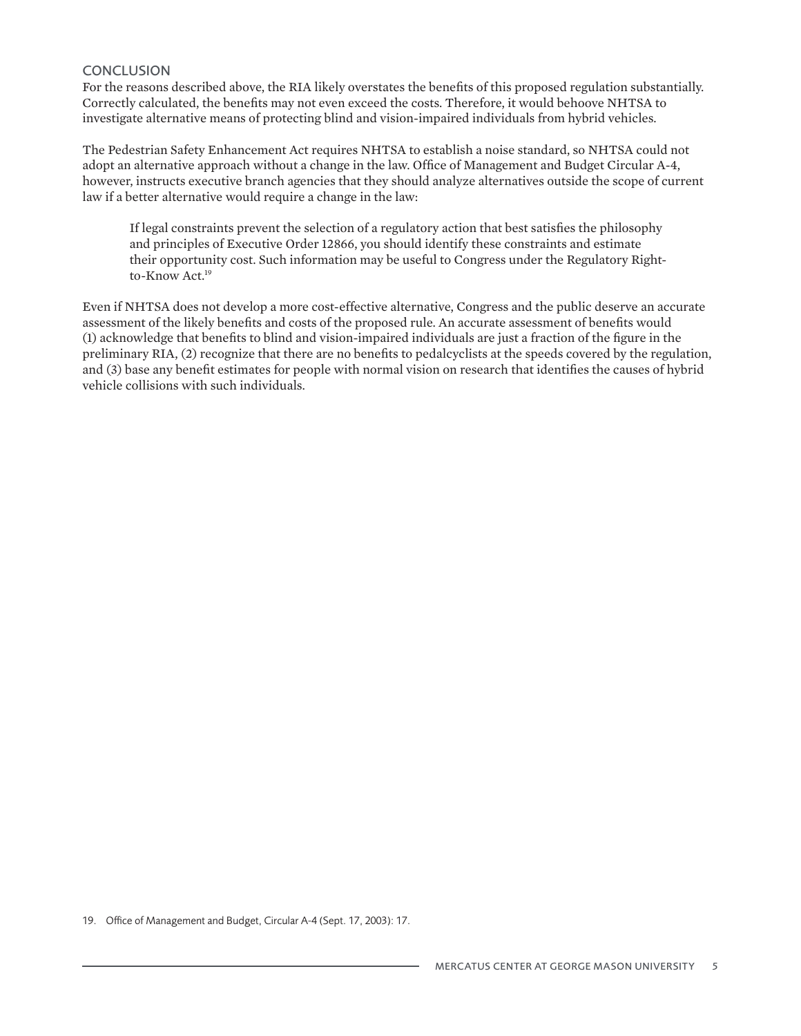## CONCLUSION

For the reasons described above, the RIA likely overstates the benefits of this proposed regulation substantially. Correctly calculated, the benefits may not even exceed the costs. Therefore, it would behoove NHTSA to investigate alternative means of protecting blind and vision-impaired individuals from hybrid vehicles.

The Pedestrian Safety Enhancement Act requires NHTSA to establish a noise standard, so NHTSA could not adopt an alternative approach without a change in the law. Office of Management and Budget Circular A-4, however, instructs executive branch agencies that they should analyze alternatives outside the scope of current law if a better alternative would require a change in the law:

> If legal constraints prevent the selection of a regulatory action that best satisfies the philosophy and principles of Executive Order 12866, you should identify these constraints and estimate their opportunity cost. Such information may be useful to Congress under the Regulatory Right-to-Know Act.[19]

Even if NHTSA does not develop a more cost-effective alternative, Congress and the public deserve an accurate assessment of the likely benefits and costs of the proposed rule. An accurate assessment of benefits would (1) acknowledge that benefits to blind and vision-impaired individuals are just a fraction of the figure in the preliminary RIA, (2) recognize that there are no benefits to pedalcyclists at the speeds covered by the regulation, and (3) base any benefit estimates for people with normal vision on research that identifies the causes of hybrid vehicle collisions with such individuals.

19. Office of Management and Budget, Circular A-4 (Sept. 17, 2003): 17.